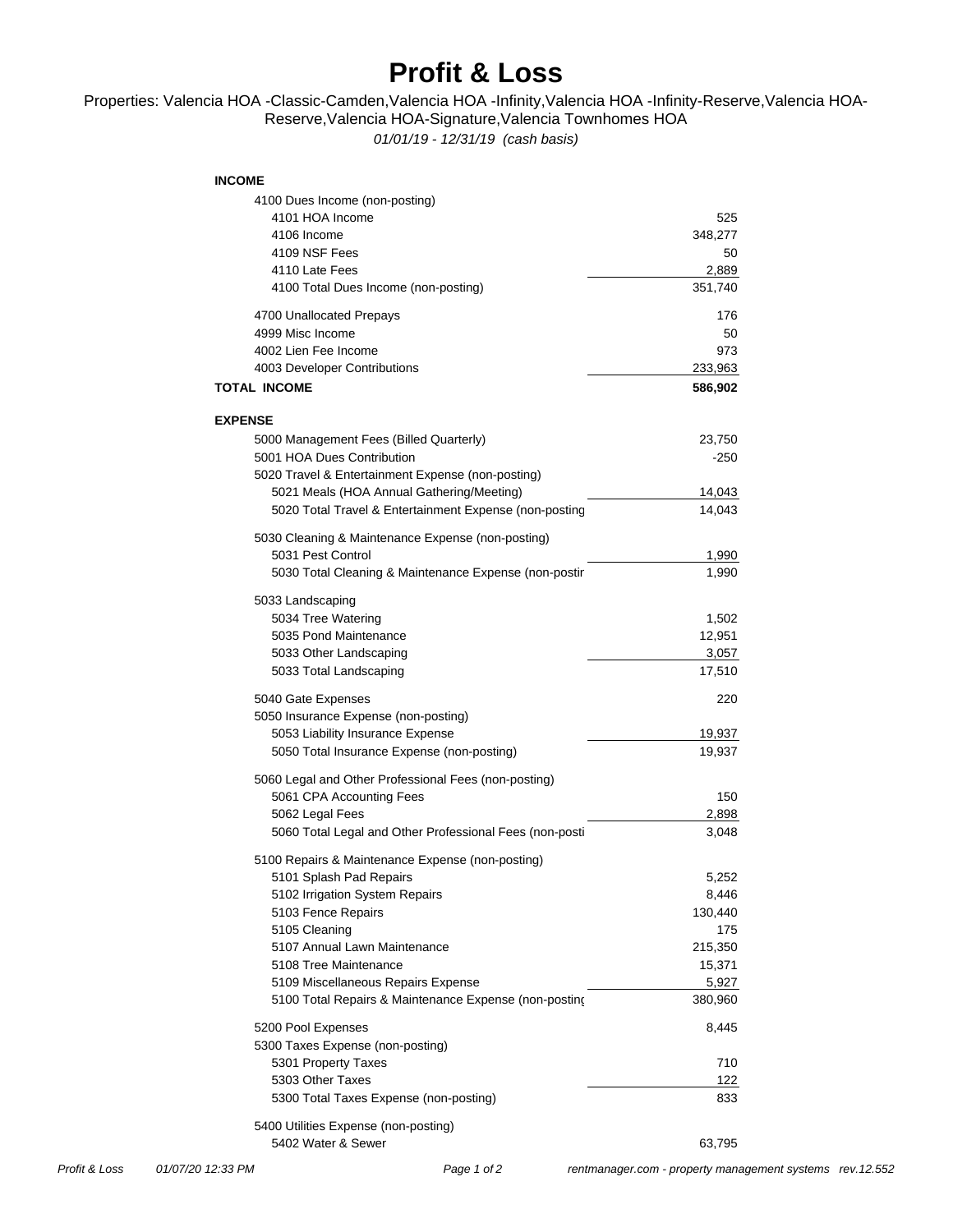# Profit & Loss

Properties: Valencia HOA -Classic-Camden,Valencia HOA -Infinity,Valencia HOA -Infinity-Reserve,Valencia HOA-Reserve,Valencia HOA-Signature,Valencia Townhomes HOA

*01/01/19 - 12/31/19 (cash basis)*

| | |
|---|---:|
| **INCOME** | |
| 4100 Dues Income (non-posting) | |
| 4101 HOA Income | 525 |
| 4106 Income | 348,277 |
| 4109 NSF Fees | 50 |
| 4110 Late Fees | 2,889 |
| 4100 Total Dues Income (non-posting) | 351,740 |
| 4700 Unallocated Prepays | 176 |
| 4999 Misc Income | 50 |
| 4002 Lien Fee Income | 973 |
| 4003 Developer Contributions | 233,963 |
| **TOTAL INCOME** | **586,902** |
| **EXPENSE** | |
| 5000 Management Fees (Billed Quarterly) | 23,750 |
| 5001 HOA Dues Contribution | -250 |
| 5020 Travel & Entertainment Expense (non-posting) | |
| 5021 Meals (HOA Annual Gathering/Meeting) | 14,043 |
| 5020 Total Travel & Entertainment Expense (non-posting | 14,043 |
| 5030 Cleaning & Maintenance Expense (non-posting) | |
| 5031 Pest Control | 1,990 |
| 5030 Total Cleaning & Maintenance Expense (non-postir | 1,990 |
| 5033 Landscaping | |
| 5034 Tree Watering | 1,502 |
| 5035 Pond Maintenance | 12,951 |
| 5033 Other Landscaping | 3,057 |
| 5033 Total Landscaping | 17,510 |
| 5040 Gate Expenses | 220 |
| 5050 Insurance Expense (non-posting) | |
| 5053 Liability Insurance Expense | 19,937 |
| 5050 Total Insurance Expense (non-posting) | 19,937 |
| 5060 Legal and Other Professional Fees (non-posting) | |
| 5061 CPA Accounting Fees | 150 |
| 5062 Legal Fees | 2,898 |
| 5060 Total Legal and Other Professional Fees (non-posti | 3,048 |
| 5100 Repairs & Maintenance Expense (non-posting) | |
| 5101 Splash Pad Repairs | 5,252 |
| 5102 Irrigation System Repairs | 8,446 |
| 5103 Fence Repairs | 130,440 |
| 5105 Cleaning | 175 |
| 5107 Annual Lawn Maintenance | 215,350 |
| 5108 Tree Maintenance | 15,371 |
| 5109 Miscellaneous Repairs Expense | 5,927 |
| 5100 Total Repairs & Maintenance Expense (non-posting | 380,960 |
| 5200 Pool Expenses | 8,445 |
| 5300 Taxes Expense (non-posting) | |
| 5301 Property Taxes | 710 |
| 5303 Other Taxes | 122 |
| 5300 Total Taxes Expense (non-posting) | 833 |
| 5400 Utilities Expense (non-posting) | |
| 5402 Water & Sewer | 63,795 |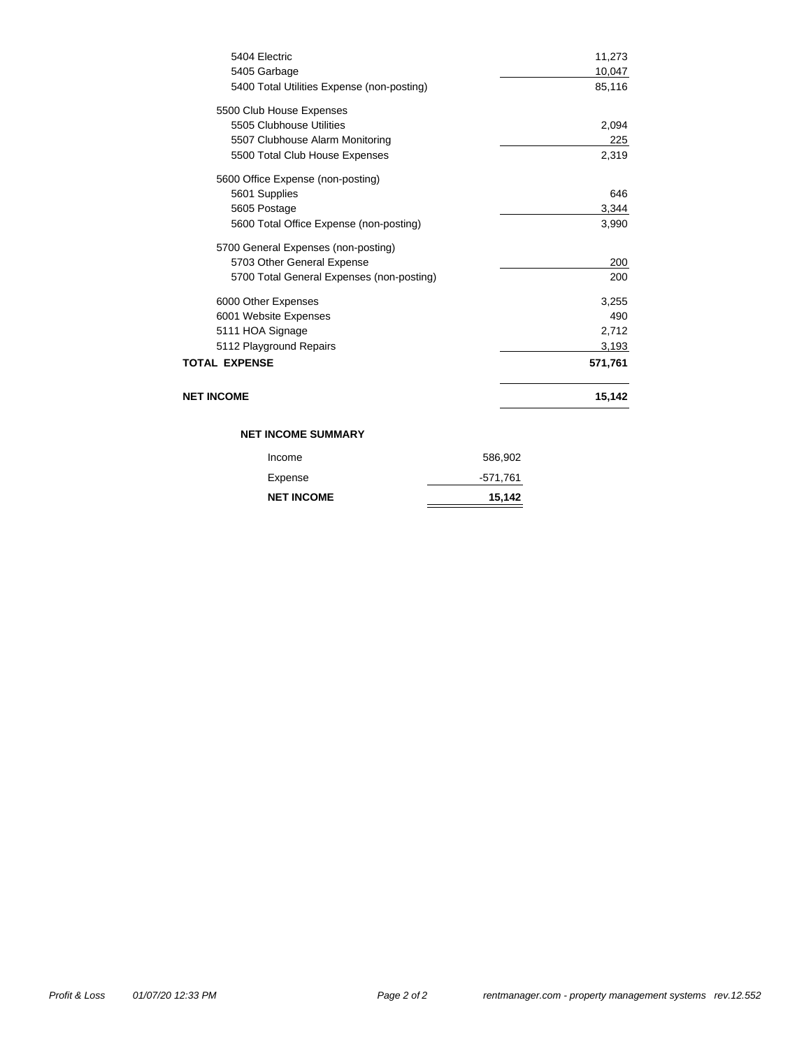| | |
|---|---|
| 5404 Electric | 11,273 |
| 5405 Garbage | 10,047 |
| 5400 Total Utilities Expense (non-posting) | 85,116 |
| 5500 Club House Expenses | |
| 5505 Clubhouse Utilities | 2,094 |
| 5507 Clubhouse Alarm Monitoring | 225 |
| 5500 Total Club House Expenses | 2,319 |
| 5600 Office Expense (non-posting) | |
| 5601 Supplies | 646 |
| 5605 Postage | 3,344 |
| 5600 Total Office Expense (non-posting) | 3,990 |
| 5700 General Expenses (non-posting) | |
| 5703 Other General Expense | 200 |
| 5700 Total General Expenses (non-posting) | 200 |
| 6000 Other Expenses | 3,255 |
| 6001 Website Expenses | 490 |
| 5111 HOA Signage | 2,712 |
| 5112 Playground Repairs | 3,193 |
| **TOTAL EXPENSE** | **571,761** |
| **NET INCOME** | **15,142** |

**NET INCOME SUMMARY**

| | |
|---|---|
| Income | 586,902 |
| Expense | -571,761 |
| **NET INCOME** | **15,142** |